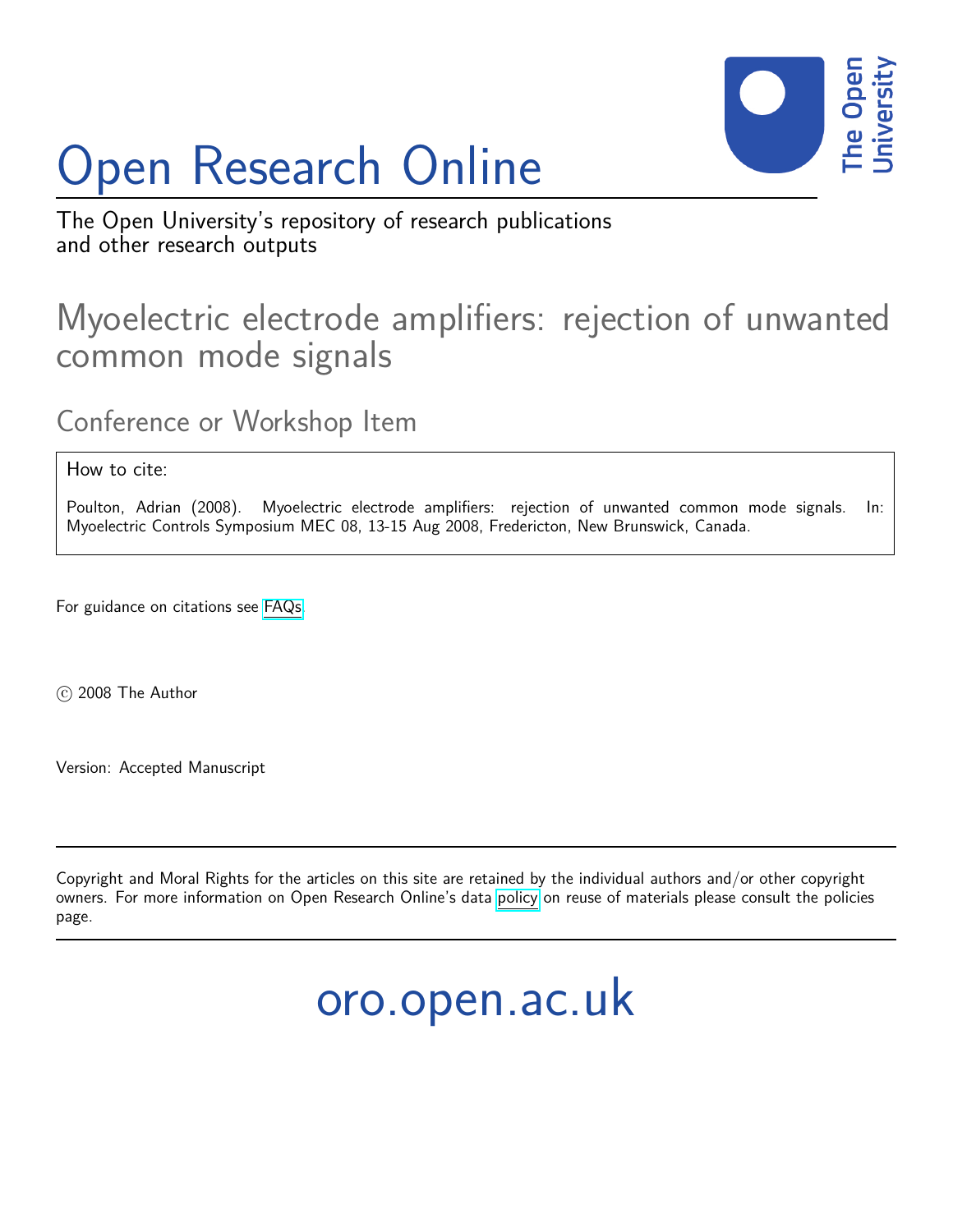# Open Research Online

The Open University's repository of research publications and other research outputs

## Myoelectric electrode amplifiers: rejection of unwanted common mode signals

### Conference or Workshop Item

How to cite:

Poulton, Adrian (2008). Myoelectric electrode amplifiers: rejection of unwanted common mode signals. In: Myoelectric Controls Symposium MEC 08, 13-15 Aug 2008, Fredericton, New Brunswick, Canada.

For guidance on citations see FAQs.

© 2008 The Author

Version: Accepted Manuscript

Copyright and Moral Rights for the articles on this site are retained by the individual authors and/or other copyright owners. For more information on Open Research Online's data policy on reuse of materials please consult the policies page.

oro.open.ac.uk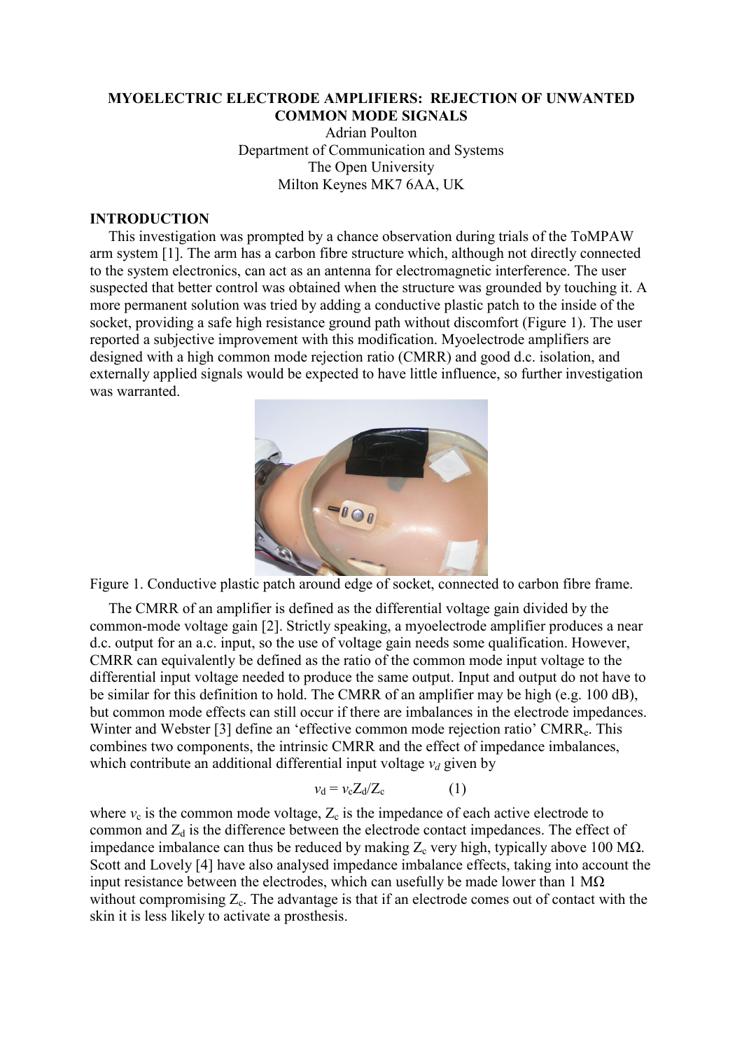**MYOELECTRIC ELECTRODE AMPLIFIERS: REJECTION OF UNWANTED COMMON MODE SIGNALS**

Adrian Poulton
Department of Communication and Systems
The Open University
Milton Keynes MK7 6AA, UK

## INTRODUCTION

This investigation was prompted by a chance observation during trials of the ToMPAW arm system [1]. The arm has a carbon fibre structure which, although not directly connected to the system electronics, can act as an antenna for electromagnetic interference. The user suspected that better control was obtained when the structure was grounded by touching it. A more permanent solution was tried by adding a conductive plastic patch to the inside of the socket, providing a safe high resistance ground path without discomfort (Figure 1). The user reported a subjective improvement with this modification. Myoelectrode amplifiers are designed with a high common mode rejection ratio (CMRR) and good d.c. isolation, and externally applied signals would be expected to have little influence, so further investigation was warranted.

Figure 1. Conductive plastic patch around edge of socket, connected to carbon fibre frame.

The CMRR of an amplifier is defined as the differential voltage gain divided by the common-mode voltage gain [2]. Strictly speaking, a myoelectrode amplifier produces a near d.c. output for an a.c. input, so the use of voltage gain needs some qualification. However, CMRR can equivalently be defined as the ratio of the common mode input voltage to the differential input voltage needed to produce the same output. Input and output do not have to be similar for this definition to hold. The CMRR of an amplifier may be high (e.g. 100 dB), but common mode effects can still occur if there are imbalances in the electrode impedances. Winter and Webster [3] define an 'effective common mode rejection ratio' $CMRR_e$. This combines two components, the intrinsic CMRR and the effect of impedance imbalances, which contribute an additional differential input voltage $v_d$ given by

$$v_d = v_c Z_d / Z_c \qquad (1)$$

where $v_c$ is the common mode voltage, $Z_c$ is the impedance of each active electrode to common and $Z_d$ is the difference between the electrode contact impedances. The effect of impedance imbalance can thus be reduced by making $Z_c$ very high, typically above 100 MΩ. Scott and Lovely [4] have also analysed impedance imbalance effects, taking into account the input resistance between the electrodes, which can usefully be made lower than 1 MΩ without compromising $Z_c$. The advantage is that if an electrode comes out of contact with the skin it is less likely to activate a prosthesis.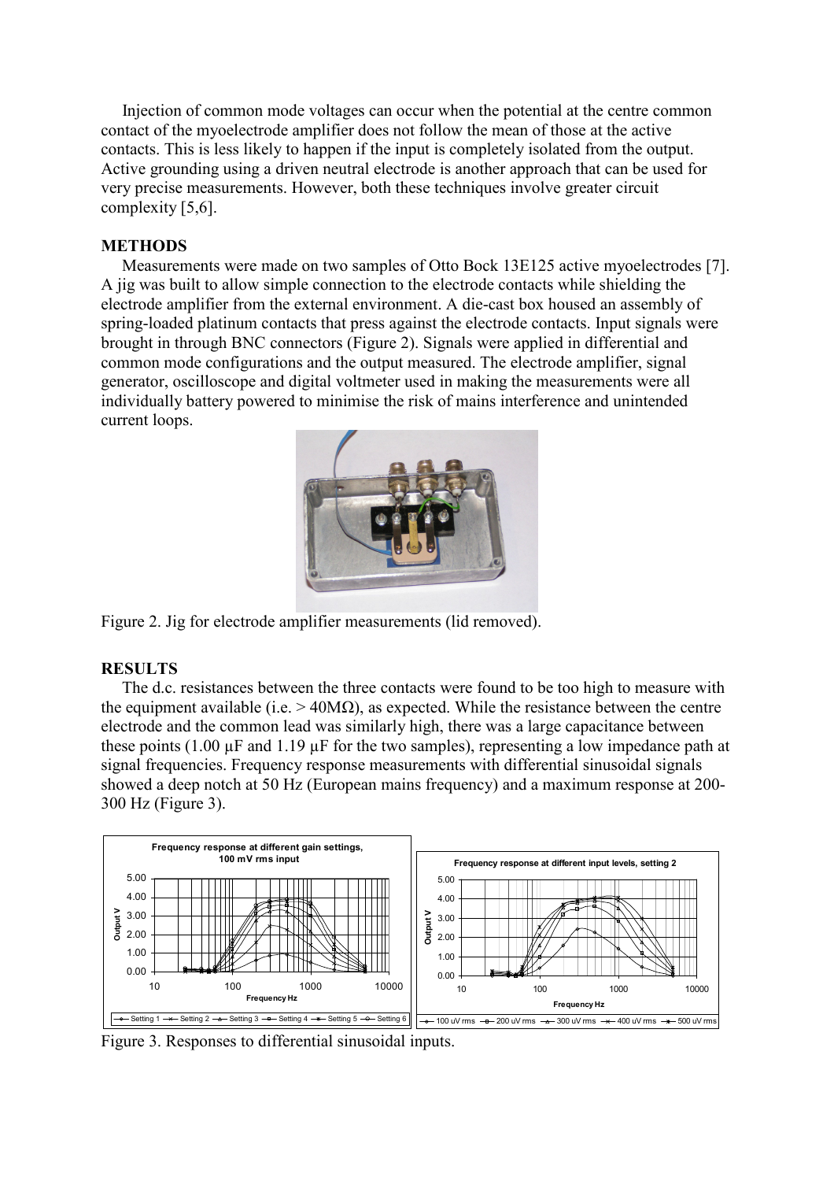Injection of common mode voltages can occur when the potential at the centre common contact of the myoelectrode amplifier does not follow the mean of those at the active contacts. This is less likely to happen if the input is completely isolated from the output. Active grounding using a driven neutral electrode is another approach that can be used for very precise measurements. However, both these techniques involve greater circuit complexity [5,6].

## METHODS

Measurements were made on two samples of Otto Bock 13E125 active myoelectrodes [7]. A jig was built to allow simple connection to the electrode contacts while shielding the electrode amplifier from the external environment. A die-cast box housed an assembly of spring-loaded platinum contacts that press against the electrode contacts. Input signals were brought in through BNC connectors (Figure 2). Signals were applied in differential and common mode configurations and the output measured. The electrode amplifier, signal generator, oscilloscope and digital voltmeter used in making the measurements were all individually battery powered to minimise the risk of mains interference and unintended current loops.

Figure 2. Jig for electrode amplifier measurements (lid removed).

## RESULTS

The d.c. resistances between the three contacts were found to be too high to measure with the equipment available (i.e. > 40MΩ), as expected. While the resistance between the centre electrode and the common lead was similarly high, there was a large capacitance between these points (1.00 µF and 1.19 µF for the two samples), representing a low impedance path at signal frequencies. Frequency response measurements with differential sinusoidal signals showed a deep notch at 50 Hz (European mains frequency) and a maximum response at 200-300 Hz (Figure 3).

Figure 3. Responses to differential sinusoidal inputs.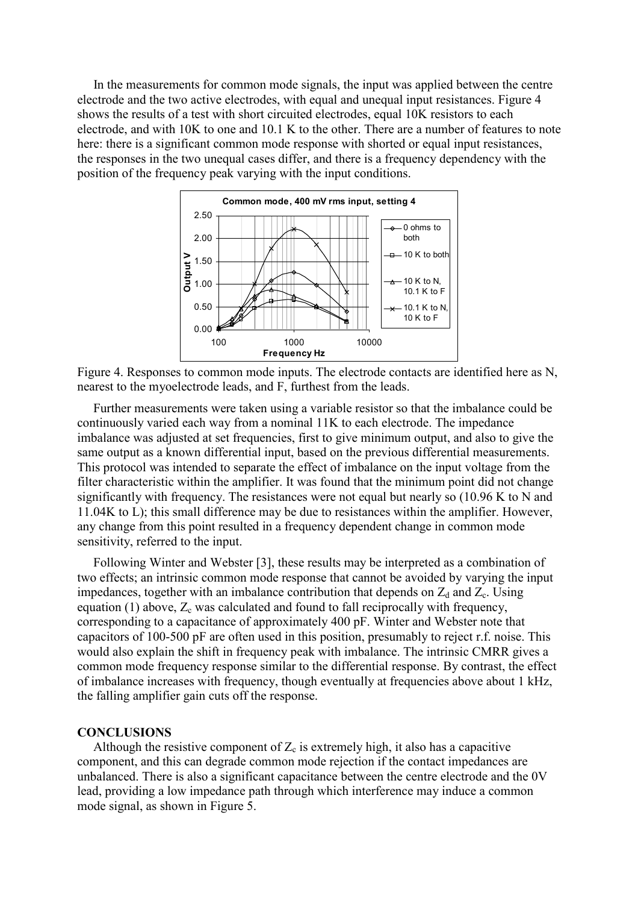In the measurements for common mode signals, the input was applied between the centre electrode and the two active electrodes, with equal and unequal input resistances. Figure 4 shows the results of a test with short circuited electrodes, equal 10K resistors to each electrode, and with 10K to one and 10.1 K to the other. There are a number of features to note here: there is a significant common mode response with shorted or equal input resistances, the responses in the two unequal cases differ, and there is a frequency dependency with the position of the frequency peak varying with the input conditions.

Figure 4. Responses to common mode inputs. The electrode contacts are identified here as N, nearest to the myoelectrode leads, and F, furthest from the leads.

Further measurements were taken using a variable resistor so that the imbalance could be continuously varied each way from a nominal 11K to each electrode. The impedance imbalance was adjusted at set frequencies, first to give minimum output, and also to give the same output as a known differential input, based on the previous differential measurements. This protocol was intended to separate the effect of imbalance on the input voltage from the filter characteristic within the amplifier. It was found that the minimum point did not change significantly with frequency. The resistances were not equal but nearly so (10.96 K to N and 11.04K to L); this small difference may be due to resistances within the amplifier. However, any change from this point resulted in a frequency dependent change in common mode sensitivity, referred to the input.

Following Winter and Webster [3], these results may be interpreted as a combination of two effects; an intrinsic common mode response that cannot be avoided by varying the input impedances, together with an imbalance contribution that depends on $Z_d$ and $Z_c$. Using equation (1) above, $Z_c$ was calculated and found to fall reciprocally with frequency, corresponding to a capacitance of approximately 400 pF. Winter and Webster note that capacitors of 100-500 pF are often used in this position, presumably to reject r.f. noise. This would also explain the shift in frequency peak with imbalance. The intrinsic CMRR gives a common mode frequency response similar to the differential response. By contrast, the effect of imbalance increases with frequency, though eventually at frequencies above about 1 kHz, the falling amplifier gain cuts off the response.

## CONCLUSIONS

Although the resistive component of $Z_c$ is extremely high, it also has a capacitive component, and this can degrade common mode rejection if the contact impedances are unbalanced. There is also a significant capacitance between the centre electrode and the 0V lead, providing a low impedance path through which interference may induce a common mode signal, as shown in Figure 5.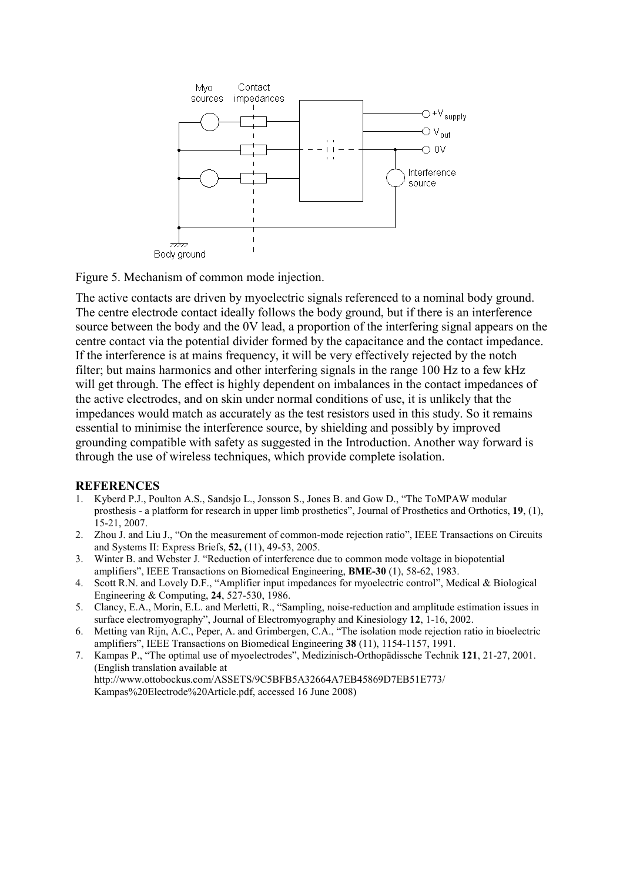Myo sources

Contact impedances

+V supply

V out

0V

Interference source

Body ground

Figure 5. Mechanism of common mode injection.

The active contacts are driven by myoelectric signals referenced to a nominal body ground. The centre electrode contact ideally follows the body ground, but if there is an interference source between the body and the 0V lead, a proportion of the interfering signal appears on the centre contact via the potential divider formed by the capacitance and the contact impedance. If the interference is at mains frequency, it will be very effectively rejected by the notch filter; but mains harmonics and other interfering signals in the range 100 Hz to a few kHz will get through. The effect is highly dependent on imbalances in the contact impedances of the active electrodes, and on skin under normal conditions of use, it is unlikely that the impedances would match as accurately as the test resistors used in this study. So it remains essential to minimise the interference source, by shielding and possibly by improved grounding compatible with safety as suggested in the Introduction. Another way forward is through the use of wireless techniques, which provide complete isolation.

## REFERENCES

1. Kyberd P.J., Poulton A.S., Sandsjo L., Jonsson S., Jones B. and Gow D., "The ToMPAW modular prosthesis - a platform for research in upper limb prosthetics", Journal of Prosthetics and Orthotics, **19**, (1), 15-21, 2007.
2. Zhou J. and Liu J., "On the measurement of common-mode rejection ratio", IEEE Transactions on Circuits and Systems II: Express Briefs, **52,** (11), 49-53, 2005.
3. Winter B. and Webster J. "Reduction of interference due to common mode voltage in biopotential amplifiers", IEEE Transactions on Biomedical Engineering, **BME-30** (1), 58-62, 1983.
4. Scott R.N. and Lovely D.F., "Amplifier input impedances for myoelectric control", Medical & Biological Engineering & Computing, **24**, 527-530, 1986.
5. Clancy, E.A., Morin, E.L. and Merletti, R., "Sampling, noise-reduction and amplitude estimation issues in surface electromyography", Journal of Electromyography and Kinesiology **12**, 1-16, 2002.
6. Metting van Rijn, A.C., Peper, A. and Grimbergen, C.A., "The isolation mode rejection ratio in bioelectric amplifiers", IEEE Transactions on Biomedical Engineering **38** (11), 1154-1157, 1991.
7. Kampas P., "The optimal use of myoelectrodes", Medizinisch-Orthopädissche Technik **121**, 21-27, 2001. (English translation available at http://www.ottobockus.com/ASSETS/9C5BFB5A32664A7EB45869D7EB51E773/Kampas%20Electrode%20Article.pdf, accessed 16 June 2008)